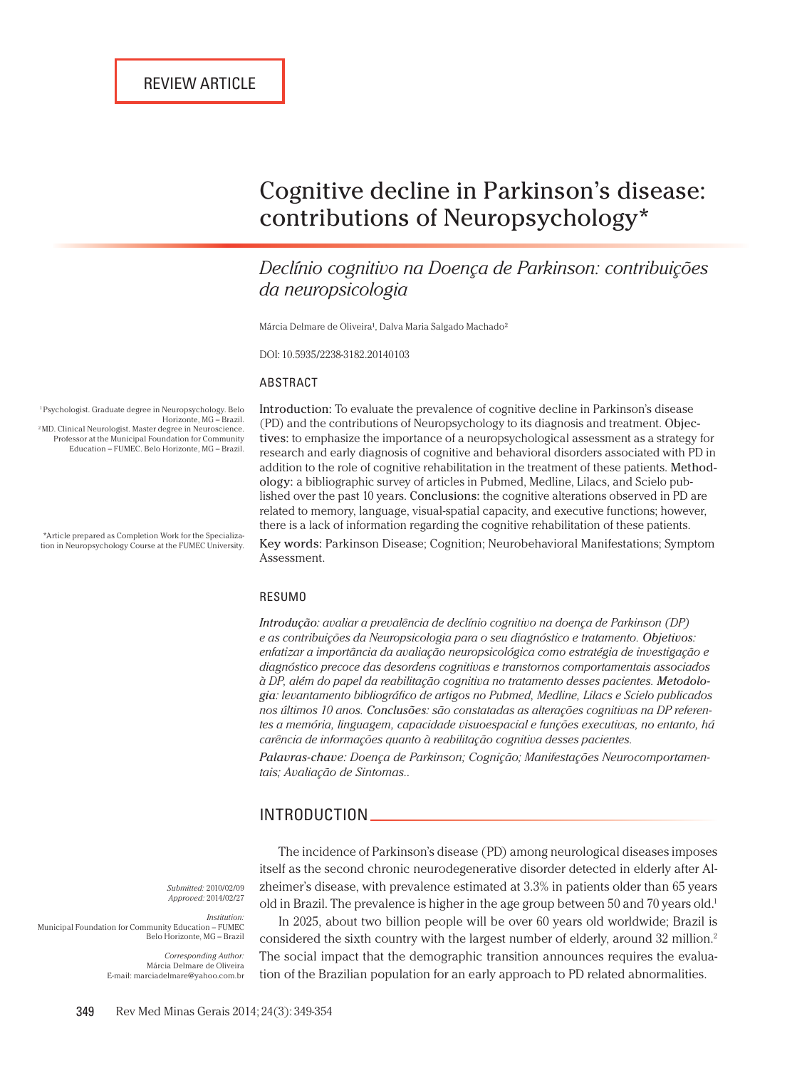REVIEW ARTICLE

# Cognitive decline in Parkinson's disease: contributions of Neuropsychology*

## *Declínio cognitivo na Doença de Parkinson: contribuições da neuropsicologia*

Márcia Delmare de Oliveira[1], Dalva Maria Salgado Machado[2]

DOI: 10.5935/2238-3182.20140103

[1] Psychologist. Graduate degree in Neuropsychology. Belo Horizonte, MG – Brazil.
[2] MD. Clinical Neurologist. Master degree in Neuroscience. Professor at the Municipal Foundation for Community Education – FUMEC. Belo Horizonte, MG – Brazil.

*Article prepared as Completion Work for the Specialization in Neuropsychology Course at the FUMEC University.

### ABSTRACT

**Introduction:** To evaluate the prevalence of cognitive decline in Parkinson's disease (PD) and the contributions of Neuropsychology to its diagnosis and treatment. **Objectives:** to emphasize the importance of a neuropsychological assessment as a strategy for research and early diagnosis of cognitive and behavioral disorders associated with PD in addition to the role of cognitive rehabilitation in the treatment of these patients. **Methodology:** a bibliographic survey of articles in Pubmed, Medline, Lilacs, and Scielo published over the past 10 years. **Conclusions:** the cognitive alterations observed in PD are related to memory, language, visual-spatial capacity, and executive functions; however, there is a lack of information regarding the cognitive rehabilitation of these patients.

**Key words:** Parkinson Disease; Cognition; Neurobehavioral Manifestations; Symptom Assessment.

### RESUMO

*Introdução: avaliar a prevalência de declínio cognitivo na doença de Parkinson (DP) e as contribuições da Neuropsicologia para o seu diagnóstico e tratamento.* ***Objetivos:*** *enfatizar a importância da avaliação neuropsicológica como estratégia de investigação e diagnóstico precoce das desordens cognitivas e transtornos comportamentais associados à DP, além do papel da reabilitação cognitiva no tratamento desses pacientes.* ***Metodologia:*** *levantamento bibliográfico de artigos no Pubmed, Medline, Lilacs e Scielo publicados nos últimos 10 anos.* ***Conclusões:*** *são constatadas as alterações cognitivas na DP referentes a memória, linguagem, capacidade visuoespacial e funções executivas, no entanto, há carência de informações quanto à reabilitação cognitiva desses pacientes.*

***Palavras-chave:*** *Doença de Parkinson; Cognição; Manifestações Neurocomportamentais; Avaliação de Sintomas..*

*Submitted:* 2010/02/09
*Approved:* 2014/02/27

*Institution:*
Municipal Foundation for Community Education – FUMEC
Belo Horizonte, MG – Brazil

*Corresponding Author:*
Márcia Delmare de Oliveira
E-mail: marciadelmare@yahoo.com.br

## INTRODUCTION

The incidence of Parkinson's disease (PD) among neurological diseases imposes itself as the second chronic neurodegenerative disorder detected in elderly after Alzheimer's disease, with prevalence estimated at 3.3% in patients older than 65 years old in Brazil. The prevalence is higher in the age group between 50 and 70 years old.[1]

In 2025, about two billion people will be over 60 years old worldwide; Brazil is considered the sixth country with the largest number of elderly, around 32 million.[2] The social impact that the demographic transition announces requires the evaluation of the Brazilian population for an early approach to PD related abnormalities.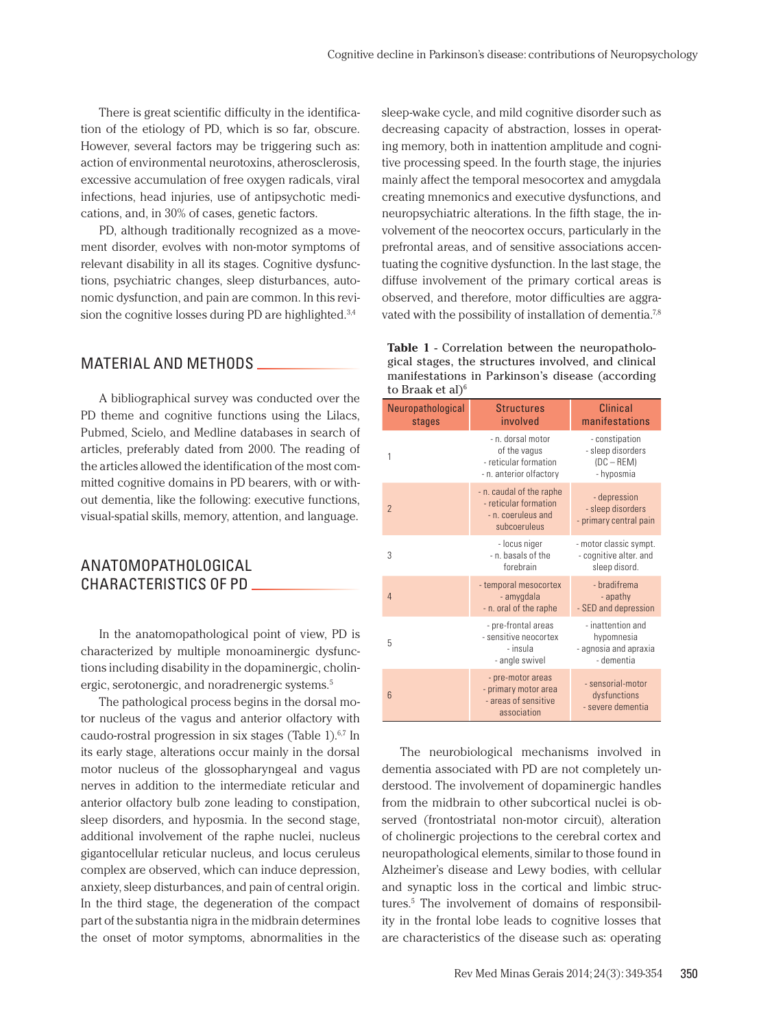There is great scientific difficulty in the identification of the etiology of PD, which is so far, obscure. However, several factors may be triggering such as: action of environmental neurotoxins, atherosclerosis, excessive accumulation of free oxygen radicals, viral infections, head injuries, use of antipsychotic medications, and, in 30% of cases, genetic factors.

PD, although traditionally recognized as a movement disorder, evolves with non-motor symptoms of relevant disability in all its stages. Cognitive dysfunctions, psychiatric changes, sleep disturbances, autonomic dysfunction, and pain are common. In this revision the cognitive losses during PD are highlighted.[3,4]

## MATERIAL AND METHODS

A bibliographical survey was conducted over the PD theme and cognitive functions using the Lilacs, Pubmed, Scielo, and Medline databases in search of articles, preferably dated from 2000. The reading of the articles allowed the identification of the most committed cognitive domains in PD bearers, with or without dementia, like the following: executive functions, visual-spatial skills, memory, attention, and language.

## ANATOMOPATHOLOGICAL CHARACTERISTICS OF PD

In the anatomopathological point of view, PD is characterized by multiple monoaminergic dysfunctions including disability in the dopaminergic, cholinergic, serotonergic, and noradrenergic systems.[5]

The pathological process begins in the dorsal motor nucleus of the vagus and anterior olfactory with caudo-rostral progression in six stages (Table 1).[6,7] In its early stage, alterations occur mainly in the dorsal motor nucleus of the glossopharyngeal and vagus nerves in addition to the intermediate reticular and anterior olfactory bulb zone leading to constipation, sleep disorders, and hyposmia. In the second stage, additional involvement of the raphe nuclei, nucleus gigantocellular reticular nucleus, and locus ceruleus complex are observed, which can induce depression, anxiety, sleep disturbances, and pain of central origin. In the third stage, the degeneration of the compact part of the substantia nigra in the midbrain determines the onset of motor symptoms, abnormalities in the sleep-wake cycle, and mild cognitive disorder such as decreasing capacity of abstraction, losses in operating memory, both in inattention amplitude and cognitive processing speed. In the fourth stage, the injuries mainly affect the temporal mesocortex and amygdala creating mnemonics and executive dysfunctions, and neuropsychiatric alterations. In the fifth stage, the involvement of the neocortex occurs, particularly in the prefrontal areas, and of sensitive associations accentuating the cognitive dysfunction. In the last stage, the diffuse involvement of the primary cortical areas is observed, and therefore, motor difficulties are aggravated with the possibility of installation of dementia.[7,8]

**Table 1** - Correlation between the neuropathological stages, the structures involved, and clinical manifestations in Parkinson's disease (according to Braak et al)[6]

| Neuropathological stages | Structures involved | Clinical manifestations |
|---|---|---|
| 1 | - n. dorsal motor of the vagus<br>- reticular formation<br>- n. anterior olfactory | - constipation<br>- sleep disorders (DC – REM)<br>- hyposmia |
| 2 | - n. caudal of the raphe<br>- reticular formation<br>- n. coeruleus and subcoeruleus | - depression<br>- sleep disorders<br>- primary central pain |
| 3 | - locus niger<br>- n. basals of the forebrain | - motor classic sympt.<br>- cognitive alter. and sleep disord. |
| 4 | - temporal mesocortex<br>- amygdala<br>- n. oral of the raphe | - bradifrema<br>- apathy<br>- SED and depression |
| 5 | - pre-frontal areas<br>- sensitive neocortex<br>- insula<br>- angle swivel | - inattention and hypomnesia<br>- agnosia and apraxia<br>- dementia |
| 6 | - pre-motor areas<br>- primary motor area<br>- areas of sensitive association | - sensorial-motor dysfunctions<br>- severe dementia |

The neurobiological mechanisms involved in dementia associated with PD are not completely understood. The involvement of dopaminergic handles from the midbrain to other subcortical nuclei is observed (frontostriatal non-motor circuit), alteration of cholinergic projections to the cerebral cortex and neuropathological elements, similar to those found in Alzheimer's disease and Lewy bodies, with cellular and synaptic loss in the cortical and limbic structures.[5] The involvement of domains of responsibility in the frontal lobe leads to cognitive losses that are characteristics of the disease such as: operating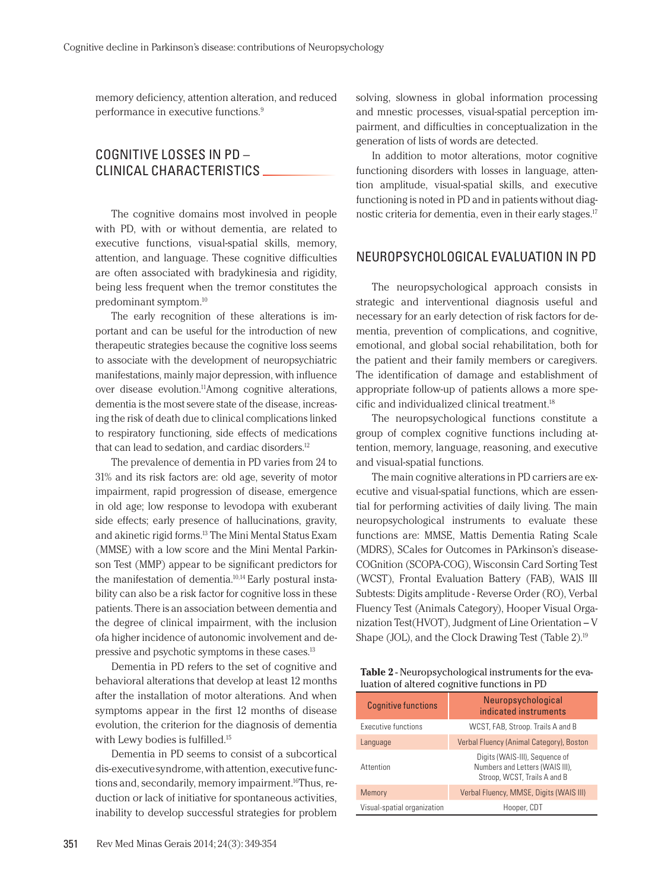memory deficiency, attention alteration, and reduced performance in executive functions.[9]

## COGNITIVE LOSSES IN PD – CLINICAL CHARACTERISTICS

The cognitive domains most involved in people with PD, with or without dementia, are related to executive functions, visual-spatial skills, memory, attention, and language. These cognitive difficulties are often associated with bradykinesia and rigidity, being less frequent when the tremor constitutes the predominant symptom.[10]

The early recognition of these alterations is important and can be useful for the introduction of new therapeutic strategies because the cognitive loss seems to associate with the development of neuropsychiatric manifestations, mainly major depression, with influence over disease evolution.[11]Among cognitive alterations, dementia is the most severe state of the disease, increasing the risk of death due to clinical complications linked to respiratory functioning, side effects of medications that can lead to sedation, and cardiac disorders.[12]

The prevalence of dementia in PD varies from 24 to 31% and its risk factors are: old age, severity of motor impairment, rapid progression of disease, emergence in old age; low response to levodopa with exuberant side effects; early presence of hallucinations, gravity, and akinetic rigid forms.[13] The Mini Mental Status Exam (MMSE) with a low score and the Mini Mental Parkinson Test (MMP) appear to be significant predictors for the manifestation of dementia.[10,14] Early postural instability can also be a risk factor for cognitive loss in these patients. There is an association between dementia and the degree of clinical impairment, with the inclusion ofa higher incidence of autonomic involvement and depressive and psychotic symptoms in these cases.[13]

Dementia in PD refers to the set of cognitive and behavioral alterations that develop at least 12 months after the installation of motor alterations. And when symptoms appear in the first 12 months of disease evolution, the criterion for the diagnosis of dementia with Lewy bodies is fulfilled.[15]

Dementia in PD seems to consist of a subcortical dis-executive syndrome, with attention, executive functions and, secondarily, memory impairment.[16]Thus, reduction or lack of initiative for spontaneous activities, inability to develop successful strategies for problem solving, slowness in global information processing and mnestic processes, visual-spatial perception impairment, and difficulties in conceptualization in the generation of lists of words are detected.

In addition to motor alterations, motor cognitive functioning disorders with losses in language, attention amplitude, visual-spatial skills, and executive functioning is noted in PD and in patients without diagnostic criteria for dementia, even in their early stages.[17]

## NEUROPSYCHOLOGICAL EVALUATION IN PD

The neuropsychological approach consists in strategic and interventional diagnosis useful and necessary for an early detection of risk factors for dementia, prevention of complications, and cognitive, emotional, and global social rehabilitation, both for the patient and their family members or caregivers. The identification of damage and establishment of appropriate follow-up of patients allows a more specific and individualized clinical treatment.[18]

The neuropsychological functions constitute a group of complex cognitive functions including attention, memory, language, reasoning, and executive and visual-spatial functions.

The main cognitive alterations in PD carriers are executive and visual-spatial functions, which are essential for performing activities of daily living. The main neuropsychological instruments to evaluate these functions are: MMSE, Mattis Dementia Rating Scale (MDRS), SCales for Outcomes in PArkinson's disease-COGnition (SCOPA-COG), Wisconsin Card Sorting Test (WCST), Frontal Evaluation Battery (FAB), WAIS III Subtests: Digits amplitude - Reverse Order (RO), Verbal Fluency Test (Animals Category), Hooper Visual Organization Test(HVOT), Judgment of Line Orientation – V Shape (JOL), and the Clock Drawing Test (Table 2).[19]

**Table 2** - Neuropsychological instruments for the evaluation of altered cognitive functions in PD

| Cognitive functions | Neuropsychological indicated instruments |
|---|---|
| Executive functions | WCST, FAB, Stroop. Trails A and B |
| Language | Verbal Fluency (Animal Category), Boston |
| Attention | Digits (WAIS-III), Sequence of Numbers and Letters (WAIS III), Stroop, WCST, Trails A and B |
| Memory | Verbal Fluency, MMSE, Digits (WAIS III) |
| Visual-spatial organization | Hooper, CDT |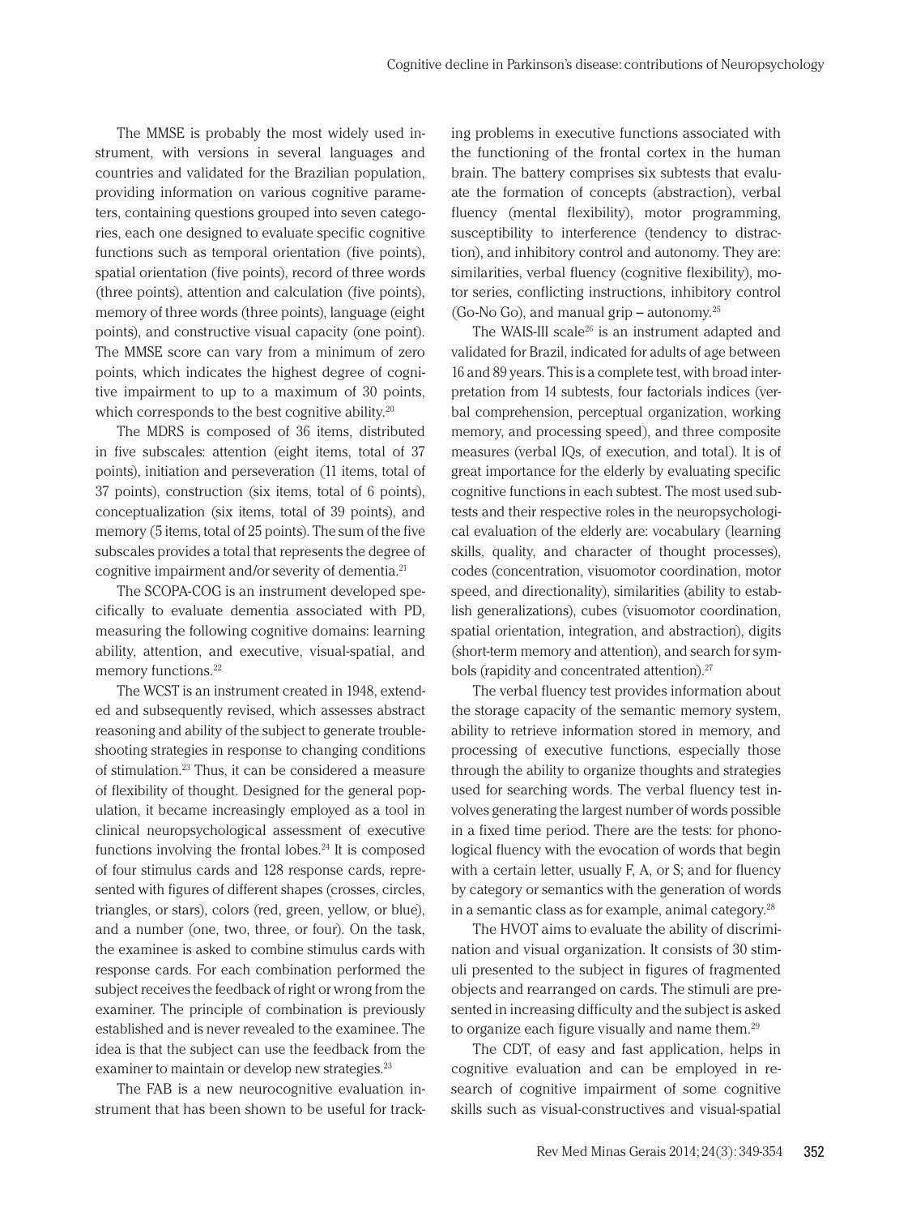The MMSE is probably the most widely used instrument, with versions in several languages and countries and validated for the Brazilian population, providing information on various cognitive parameters, containing questions grouped into seven categories, each one designed to evaluate specific cognitive functions such as temporal orientation (five points), spatial orientation (five points), record of three words (three points), attention and calculation (five points), memory of three words (three points), language (eight points), and constructive visual capacity (one point). The MMSE score can vary from a minimum of zero points, which indicates the highest degree of cognitive impairment to up to a maximum of 30 points, which corresponds to the best cognitive ability.[20]

The MDRS is composed of 36 items, distributed in five subscales: attention (eight items, total of 37 points), initiation and perseveration (11 items, total of 37 points), construction (six items, total of 6 points), conceptualization (six items, total of 39 points), and memory (5 items, total of 25 points). The sum of the five subscales provides a total that represents the degree of cognitive impairment and/or severity of dementia.[21]

The SCOPA-COG is an instrument developed specifically to evaluate dementia associated with PD, measuring the following cognitive domains: learning ability, attention, and executive, visual-spatial, and memory functions.[22]

The WCST is an instrument created in 1948, extended and subsequently revised, which assesses abstract reasoning and ability of the subject to generate troubleshooting strategies in response to changing conditions of stimulation.[23] Thus, it can be considered a measure of flexibility of thought. Designed for the general population, it became increasingly employed as a tool in clinical neuropsychological assessment of executive functions involving the frontal lobes.[24] It is composed of four stimulus cards and 128 response cards, represented with figures of different shapes (crosses, circles, triangles, or stars), colors (red, green, yellow, or blue), and a number (one, two, three, or four). On the task, the examinee is asked to combine stimulus cards with response cards. For each combination performed the subject receives the feedback of right or wrong from the examiner. The principle of combination is previously established and is never revealed to the examinee. The idea is that the subject can use the feedback from the examiner to maintain or develop new strategies.[23]

The FAB is a new neurocognitive evaluation instrument that has been shown to be useful for tracking problems in executive functions associated with the functioning of the frontal cortex in the human brain. The battery comprises six subtests that evaluate the formation of concepts (abstraction), verbal fluency (mental flexibility), motor programming, susceptibility to interference (tendency to distraction), and inhibitory control and autonomy. They are: similarities, verbal fluency (cognitive flexibility), motor series, conflicting instructions, inhibitory control (Go-No Go), and manual grip – autonomy.[25]

The WAIS-III scale[26] is an instrument adapted and validated for Brazil, indicated for adults of age between 16 and 89 years. This is a complete test, with broad interpretation from 14 subtests, four factorials indices (verbal comprehension, perceptual organization, working memory, and processing speed), and three composite measures (verbal IQs, of execution, and total). It is of great importance for the elderly by evaluating specific cognitive functions in each subtest. The most used subtests and their respective roles in the neuropsychological evaluation of the elderly are: vocabulary (learning skills, quality, and character of thought processes), codes (concentration, visuomotor coordination, motor speed, and directionality), similarities (ability to establish generalizations), cubes (visuomotor coordination, spatial orientation, integration, and abstraction), digits (short-term memory and attention), and search for symbols (rapidity and concentrated attention).[27]

The verbal fluency test provides information about the storage capacity of the semantic memory system, ability to retrieve information stored in memory, and processing of executive functions, especially those through the ability to organize thoughts and strategies used for searching words. The verbal fluency test involves generating the largest number of words possible in a fixed time period. There are the tests: for phonological fluency with the evocation of words that begin with a certain letter, usually F, A, or S; and for fluency by category or semantics with the generation of words in a semantic class as for example, animal category.[28]

The HVOT aims to evaluate the ability of discrimination and visual organization. It consists of 30 stimuli presented to the subject in figures of fragmented objects and rearranged on cards. The stimuli are presented in increasing difficulty and the subject is asked to organize each figure visually and name them.[29]

The CDT, of easy and fast application, helps in cognitive evaluation and can be employed in research of cognitive impairment of some cognitive skills such as visual-constructives and visual-spatial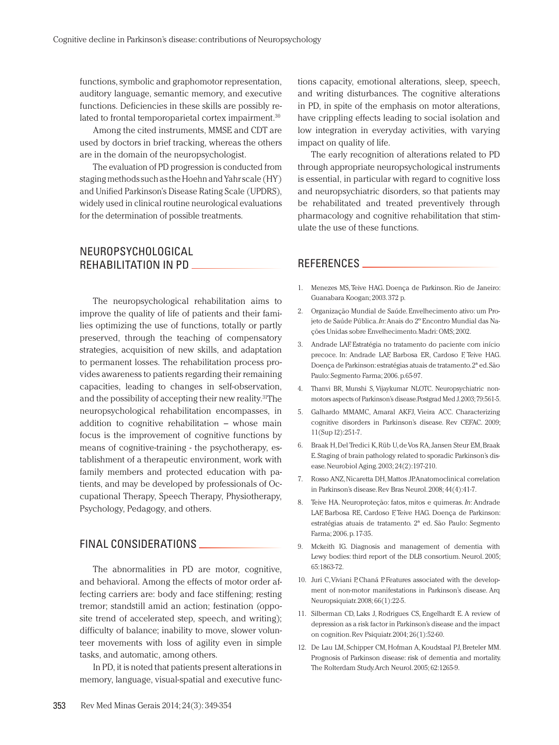functions, symbolic and graphomotor representation, auditory language, semantic memory, and executive functions. Deficiencies in these skills are possibly related to frontal temporoparietal cortex impairment.[30]

Among the cited instruments, MMSE and CDT are used by doctors in brief tracking, whereas the others are in the domain of the neuropsychologist.

The evaluation of PD progression is conducted from staging methods such as the Hoehn and Yahr scale (HY) and Unified Parkinson's Disease Rating Scale (UPDRS), widely used in clinical routine neurological evaluations for the determination of possible treatments.

## NEUROPSYCHOLOGICAL REHABILITATION IN PD

The neuropsychological rehabilitation aims to improve the quality of life of patients and their families optimizing the use of functions, totally or partly preserved, through the teaching of compensatory strategies, acquisition of new skills, and adaptation to permanent losses. The rehabilitation process provides awareness to patients regarding their remaining capacities, leading to changes in self-observation, and the possibility of accepting their new reality.[31] The neuropsychological rehabilitation encompasses, in addition to cognitive rehabilitation – whose main focus is the improvement of cognitive functions by means of cognitive-training - the psychotherapy, establishment of a therapeutic environment, work with family members and protected education with patients, and may be developed by professionals of Occupational Therapy, Speech Therapy, Physiotherapy, Psychology, Pedagogy, and others.

## FINAL CONSIDERATIONS

The abnormalities in PD are motor, cognitive, and behavioral. Among the effects of motor order affecting carriers are: body and face stiffening; resting tremor; standstill amid an action; festination (opposite trend of accelerated step, speech, and writing); difficulty of balance; inability to move, slower volunteer movements with loss of agility even in simple tasks, and automatic, among others.

In PD, it is noted that patients present alterations in memory, language, visual-spatial and executive functions capacity, emotional alterations, sleep, speech, and writing disturbances. The cognitive alterations in PD, in spite of the emphasis on motor alterations, have crippling effects leading to social isolation and low integration in everyday activities, with varying impact on quality of life.

The early recognition of alterations related to PD through appropriate neuropsychological instruments is essential, in particular with regard to cognitive loss and neuropsychiatric disorders, so that patients may be rehabilitated and treated preventively through pharmacology and cognitive rehabilitation that stimulate the use of these functions.

## REFERENCES

1. Menezes MS, Teive HAG. Doença de Parkinson. Rio de Janeiro: Guanabara Koogan; 2003. 372 p.
2. Organização Mundial de Saúde. Envelhecimento ativo: um Projeto de Saúde Pública. *In*: Anais do 2º Encontro Mundial das Nações Unidas sobre Envelhecimento. Madri: OMS; 2002.
3. Andrade LAF. Estratégia no tratamento do paciente com início precoce. In: Andrade LAF, Barbosa ER, Cardoso F, Teive HAG. Doença de Parkinson: estratégias atuais de tratamento. 2ª ed. São Paulo: Segmento Farma; 2006. p.65-97.
4. Thanvi BR, Munshi S, Vijaykumar NLOTC. Neuropsychiatric non-motors aspects of Parkinson's disease. Postgrad Med J. 2003; 79:561-5.
5. Galhardo MMAMC, Amaral AKFJ, Vieira ACC. Characterizing cognitive disorders in Parkinson's disease. Rev CEFAC. 2009; 11(Sup l2):251-7.
6. Braak H, Del Tredici K, Rüb U, de Vos RA, Jansen Steur EM, Braak E. Staging of brain pathology related to sporadic Parkinson's disease. Neurobiol Aging. 2003; 24(2):197-210.
7. Rosso ANZ, Nicaretta DH, Mattos JP. Anatomoclinical correlation in Parkinson's disease. Rev Bras Neurol. 2008; 44(4):41-7.
8. Teive HA. Neuroproteção: fatos, mitos e quimeras. *In*: Andrade LAF, Barbosa RE, Cardoso F, Teive HAG. Doença de Parkinson: estratégias atuais de tratamento. 2ª ed. São Paulo: Segmento Farma; 2006. p. 17-35.
9. Mckeith IG. Diagnosis and management of dementia with Lewy bodies: third report of the DLB consortium. Neurol. 2005; 65:1863-72.
10. Juri C, Viviani P, Chaná P. Features associated with the development of non-motor manifestations in Parkinson's disease. Arq Neuropsiquiatr. 2008; 66(1):22-5.
11. Silberman CD, Laks J, Rodrigues CS, Engelhardt E. A review of depression as a risk factor in Parkinson's disease and the impact on cognition. Rev Psiquiatr. 2004; 26(1):52-60.
12. De Lau LM, Schipper CM, Hofman A, Koudstaal PJ, Breteler MM. Prognosis of Parkinson disease: risk of dementia and mortality. The Rolterdam Study. Arch Neurol. 2005; 62:1265-9.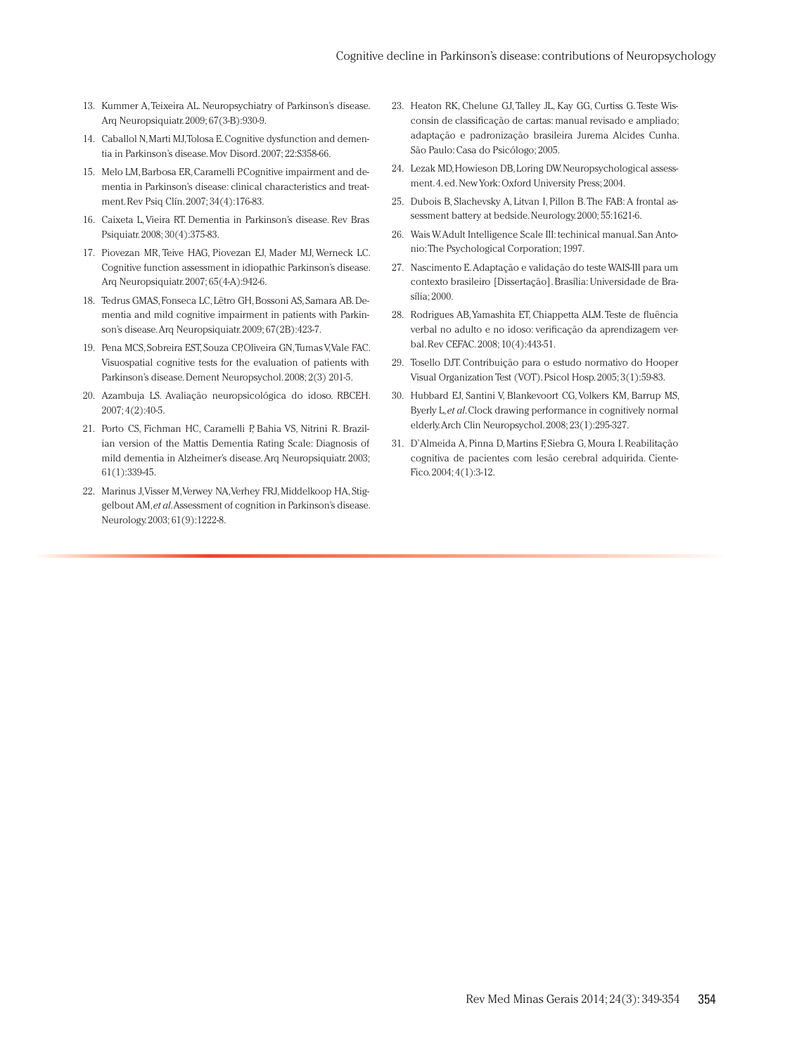13. Kummer A, Teixeira AL. Neuropsychiatry of Parkinson's disease. Arq Neuropsiquiatr. 2009; 67(3-B):930-9.
14. Caballol N, Marti MJ, Tolosa E. Cognitive dysfunction and dementia in Parkinson's disease. Mov Disord. 2007; 22:S358-66.
15. Melo LM, Barbosa ER, Caramelli P. Cognitive impairment and dementia in Parkinson's disease: clinical characteristics and treatment. Rev Psiq Clín. 2007; 34(4):176-83.
16. Caixeta L, Vieira RT. Dementia in Parkinson's disease. Rev Bras Psiquiatr. 2008; 30(4):375-83.
17. Piovezan MR, Teive HAG, Piovezan EJ, Mader MJ, Werneck LC. Cognitive function assessment in idiopathic Parkinson's disease. Arq Neuropsiquiatr. 2007; 65(4-A):942-6.
18. Tedrus GMAS, Fonseca LC, Lêtro GH, Bossoni AS, Samara AB. Dementia and mild cognitive impairment in patients with Parkinson's disease. Arq Neuropsiquiatr. 2009; 67(2B):423-7.
19. Pena MCS, Sobreira EST, Souza CP, Oliveira GN, Tumas V, Vale FAC. Visuospatial cognitive tests for the evaluation of patients with Parkinson's disease. Dement Neuropsychol. 2008; 2(3) 201-5.
20. Azambuja LS. Avaliação neuropsicológica do idoso. RBCEH. 2007; 4(2):40-5.
21. Porto CS, Fichman HC, Caramelli P, Bahia VS, Nitrini R. Brazilian version of the Mattis Dementia Rating Scale: Diagnosis of mild dementia in Alzheimer's disease. Arq Neuropsiquiatr. 2003; 61(1):339-45.
22. Marinus J, Visser M, Verwey NA, Verhey FRJ, Middelkoop HA, Stiggelbout AM, *et al*. Assessment of cognition in Parkinson's disease. Neurology. 2003; 61(9):1222-8.
23. Heaton RK, Chelune GJ, Talley JL, Kay GG, Curtiss G. Teste Wisconsin de classificação de cartas: manual revisado e ampliado; adaptação e padronização brasileira Jurema Alcides Cunha. São Paulo: Casa do Psicólogo; 2005.
24. Lezak MD, Howieson DB, Loring DW. Neuropsychological assessment. 4. ed. New York: Oxford University Press; 2004.
25. Dubois B, Slachevsky A, Litvan I, Pillon B. The FAB: A frontal assessment battery at bedside. Neurology. 2000; 55:1621-6.
26. Wais W. Adult Intelligence Scale III: techinical manual. San Antonio: The Psychological Corporation; 1997.
27. Nascimento E. Adaptação e validação do teste WAIS-III para um contexto brasileiro [Dissertação]. Brasília: Universidade de Brasília; 2000.
28. Rodrigues AB, Yamashita ET, Chiappetta ALM. Teste de fluência verbal no adulto e no idoso: verificação da aprendizagem verbal. Rev CEFAC. 2008; 10(4):443-51.
29. Tosello DJT. Contribuição para o estudo normativo do Hooper Visual Organization Test (VOT). Psicol Hosp. 2005; 3(1):59-83.
30. Hubbard EJ, Santini V, Blankevoort CG, Volkers KM, Barrup MS, Byerly L, *et al*. Clock drawing performance in cognitively normal elderly. Arch Clin Neuropsychol. 2008; 23(1):295-327.
31. D'Almeida A, Pinna D, Martins F, Siebra G, Moura I. Reabilitação cognitiva de pacientes com lesão cerebral adquirida. CienteFico. 2004; 4(1):3-12.